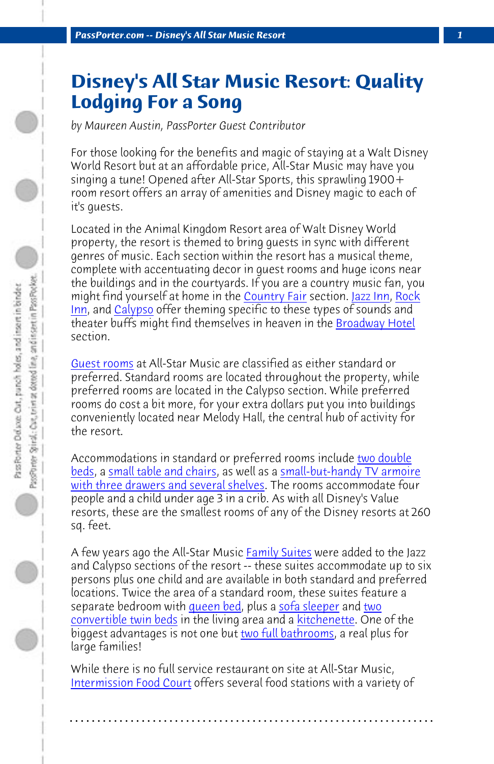# Disney's All Star Music Resort: Quality Lodging For a Song

*by Maureen Austin, PassPorter Guest Contributor*

For those looking for the benefits and magic of staying at a Walt Disney World Resort but at an affordable price, All-Star Music may have you singing a tune! Opened after All-Star Sports, this sprawling 1900+ room resort offers an array of amenities and Disney magic to each of it's guests.

Located in the Animal Kingdom Resort area of Walt Disney World property, the resort is themed to bring guests in sync with different genres of music. Each section within the resort has a musical theme, complete with accentuating decor in guest rooms and huge icons near the buildings and in the courtyards. If you are a country music fan, you might find yourself at home in the Country Fair section. Jazz Inn, Rock Inn, and Calypso offer theming specific to these types of sounds and theater buffs might find themselves in heaven in the Broadway Hotel section.

Guest rooms at All-Star Music are classified as either standard or preferred. Standard rooms are located throughout the property, while preferred rooms are located in the Calypso section. While preferred rooms do cost a bit more, for your extra dollars put you into buildings conveniently located near Melody Hall, the central hub of activity for the resort.

Accommodations in standard or preferred rooms include two double beds, a small table and chairs, as well as a small-but-handy TV armoire with three drawers and several shelves. The rooms accommodate four people and a child under age 3 in a crib. As with all Disney's Value resorts, these are the smallest rooms of any of the Disney resorts at 260 sq. feet.

A few years ago the All-Star Music Family Suites were added to the Jazz and Calypso sections of the resort -- these suites accommodate up to six persons plus one child and are available in both standard and preferred locations. Twice the area of a standard room, these suites feature a separate bedroom with queen bed, plus a sofa sleeper and two convertible twin beds in the living area and a kitchenette. One of the biggest advantages is not one but two full bathrooms, a real plus for large families!

While there is no full service restaurant on site at All-Star Music, Intermission Food Court offers several food stations with a variety of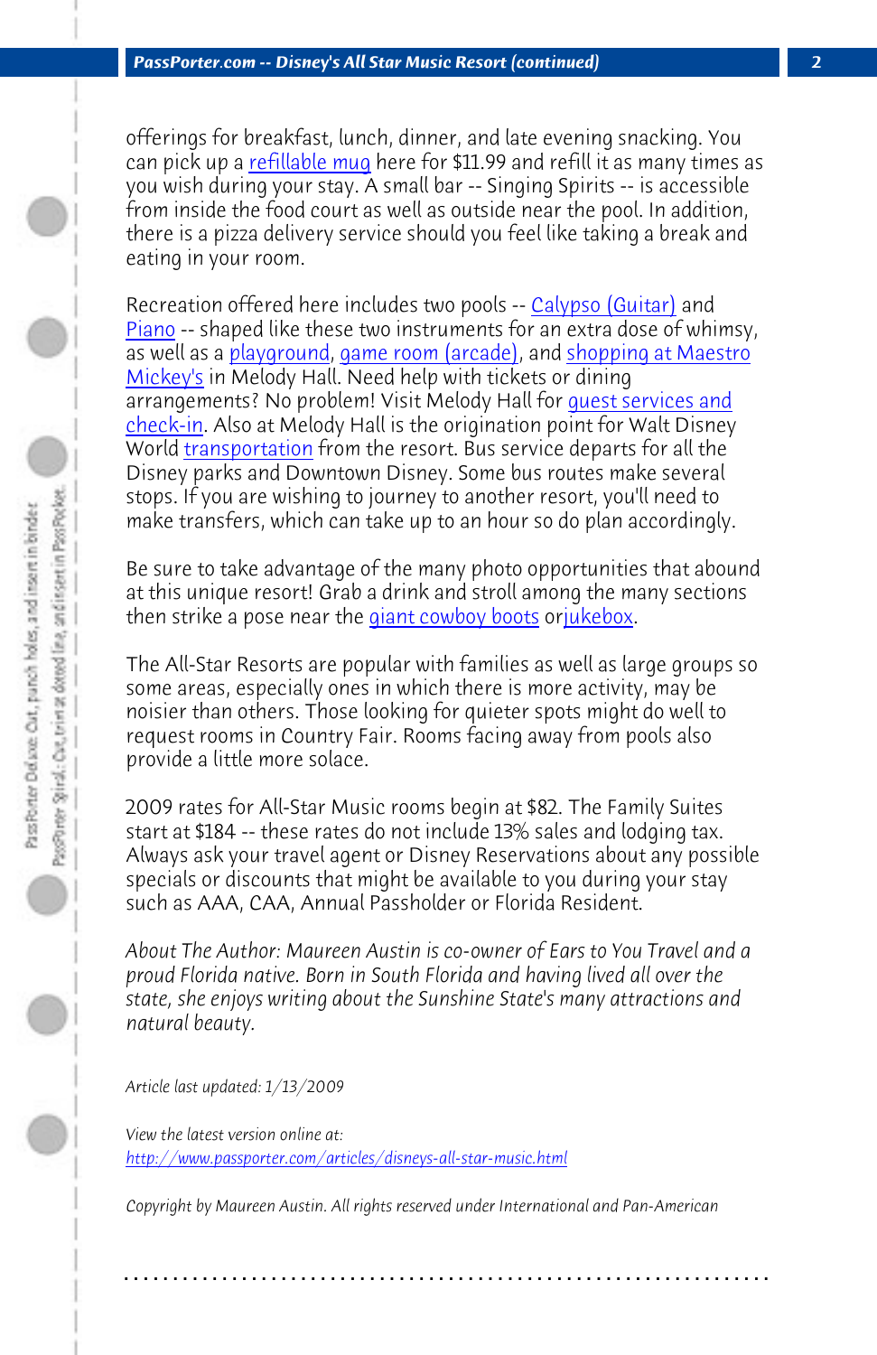offerings for breakfast, lunch, dinner, and late evening snacking. You can pick up a refillable mug here for $11.99 and refill it as many times as you wish during your stay. A small bar -- Singing Spirits -- is accessible from inside the food court as well as outside near the pool. In addition, there is a pizza delivery service should you feel like taking a break and eating in your room.

Recreation offered here includes two pools -- Calypso (Guitar) and Piano -- shaped like these two instruments for an extra dose of whimsy, as well as a playground, game room (arcade), and shopping at Maestro Mickey's in Melody Hall. Need help with tickets or dining arrangements? No problem! Visit Melody Hall for guest services and check-in. Also at Melody Hall is the origination point for Walt Disney World transportation from the resort. Bus service departs for all the Disney parks and Downtown Disney. Some bus routes make several stops. If you are wishing to journey to another resort, you'll need to make transfers, which can take up to an hour so do plan accordingly.

Be sure to take advantage of the many photo opportunities that abound at this unique resort! Grab a drink and stroll among the many sections then strike a pose near the giant cowboy boots or jukebox.

The All-Star Resorts are popular with families as well as large groups so some areas, especially ones in which there is more activity, may be noisier than others. Those looking for quieter spots might do well to request rooms in Country Fair. Rooms facing away from pools also provide a little more solace.

2009 rates for All-Star Music rooms begin at $82. The Family Suites start at $184 -- these rates do not include 13% sales and lodging tax. Always ask your travel agent or Disney Reservations about any possible specials or discounts that might be available to you during your stay such as AAA, CAA, Annual Passholder or Florida Resident.

*About The Author: Maureen Austin is co-owner of Ears to You Travel and a proud Florida native. Born in South Florida and having lived all over the state, she enjoys writing about the Sunshine State's many attractions and natural beauty.*

*Article last updated: 1/13/2009*

*View the latest version online at:*
*http://www.passporter.com/articles/disneys-all-star-music.html*

*Copyright by Maureen Austin. All rights reserved under International and Pan-American*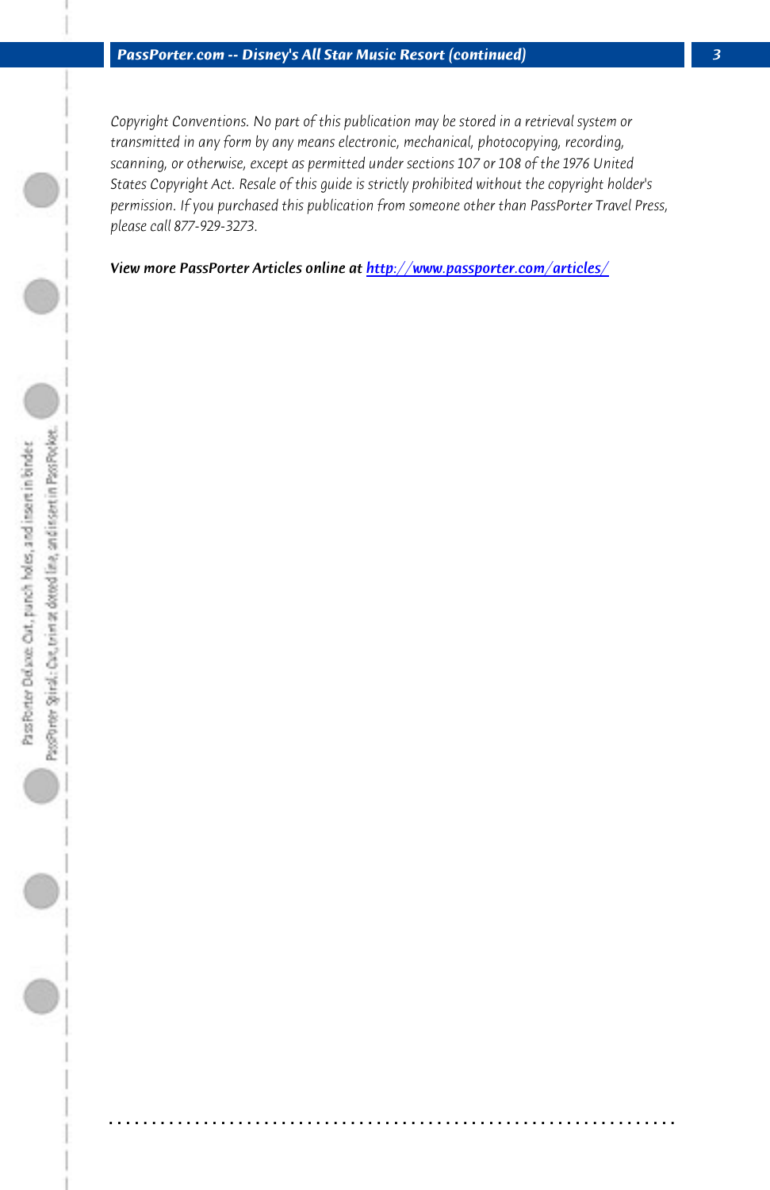*Copyright Conventions. No part of this publication may be stored in a retrieval system or transmitted in any form by any means electronic, mechanical, photocopying, recording, scanning, or otherwise, except as permitted under sections 107 or 108 of the 1976 United States Copyright Act. Resale of this guide is strictly prohibited without the copyright holder's permission. If you purchased this publication from someone other than PassPorter Travel Press, please call 877-929-3273.*

***View more PassPorter Articles online at [http://www.passporter.com/articles/](http://www.passporter.com/articles/)***